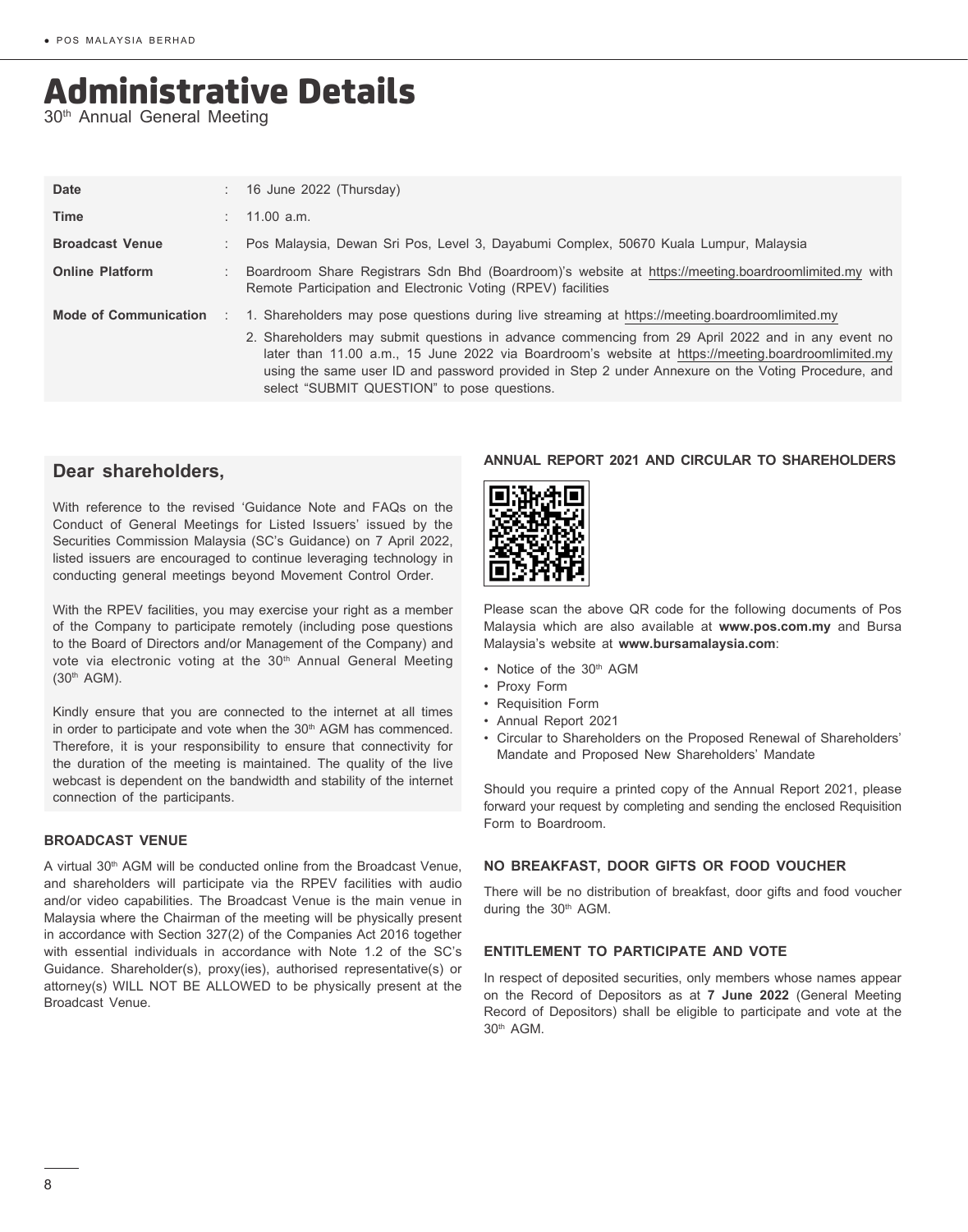# Administrative Details

30th Annual General Meeting

| | | |
|---|---|---|
| **Date** | : | 16 June 2022 (Thursday) |
| **Time** | : | 11.00 a.m. |
| **Broadcast Venue** | : | Pos Malaysia, Dewan Sri Pos, Level 3, Dayabumi Complex, 50670 Kuala Lumpur, Malaysia |
| **Online Platform** | : | Boardroom Share Registrars Sdn Bhd (Boardroom)'s website at https://meeting.boardroomlimited.my with Remote Participation and Electronic Voting (RPEV) facilities |
| **Mode of Communication** | : | 1. Shareholders may pose questions during live streaming at https://meeting.boardroomlimited.my<br>2. Shareholders may submit questions in advance commencing from 29 April 2022 and in any event no later than 11.00 a.m., 15 June 2022 via Boardroom's website at https://meeting.boardroomlimited.my using the same user ID and password provided in Step 2 under Annexure on the Voting Procedure, and select "SUBMIT QUESTION" to pose questions. |

## Dear shareholders,

With reference to the revised 'Guidance Note and FAQs on the Conduct of General Meetings for Listed Issuers' issued by the Securities Commission Malaysia (SC's Guidance) on 7 April 2022, listed issuers are encouraged to continue leveraging technology in conducting general meetings beyond Movement Control Order.

With the RPEV facilities, you may exercise your right as a member of the Company to participate remotely (including pose questions to the Board of Directors and/or Management of the Company) and vote via electronic voting at the 30th Annual General Meeting (30th AGM).

Kindly ensure that you are connected to the internet at all times in order to participate and vote when the 30th AGM has commenced. Therefore, it is your responsibility to ensure that connectivity for the duration of the meeting is maintained. The quality of the live webcast is dependent on the bandwidth and stability of the internet connection of the participants.

### BROADCAST VENUE

A virtual 30th AGM will be conducted online from the Broadcast Venue, and shareholders will participate via the RPEV facilities with audio and/or video capabilities. The Broadcast Venue is the main venue in Malaysia where the Chairman of the meeting will be physically present in accordance with Section 327(2) of the Companies Act 2016 together with essential individuals in accordance with Note 1.2 of the SC's Guidance. Shareholder(s), proxy(ies), authorised representative(s) or attorney(s) WILL NOT BE ALLOWED to be physically present at the Broadcast Venue.

### ANNUAL REPORT 2021 AND CIRCULAR TO SHAREHOLDERS

Please scan the above QR code for the following documents of Pos Malaysia which are also available at **www.pos.com.my** and Bursa Malaysia's website at **www.bursamalaysia.com**:

- Notice of the 30th AGM
- Proxy Form
- Requisition Form
- Annual Report 2021
- Circular to Shareholders on the Proposed Renewal of Shareholders' Mandate and Proposed New Shareholders' Mandate

Should you require a printed copy of the Annual Report 2021, please forward your request by completing and sending the enclosed Requisition Form to Boardroom.

### NO BREAKFAST, DOOR GIFTS OR FOOD VOUCHER

There will be no distribution of breakfast, door gifts and food voucher during the 30th AGM.

### ENTITLEMENT TO PARTICIPATE AND VOTE

In respect of deposited securities, only members whose names appear on the Record of Depositors as at **7 June 2022** (General Meeting Record of Depositors) shall be eligible to participate and vote at the 30th AGM.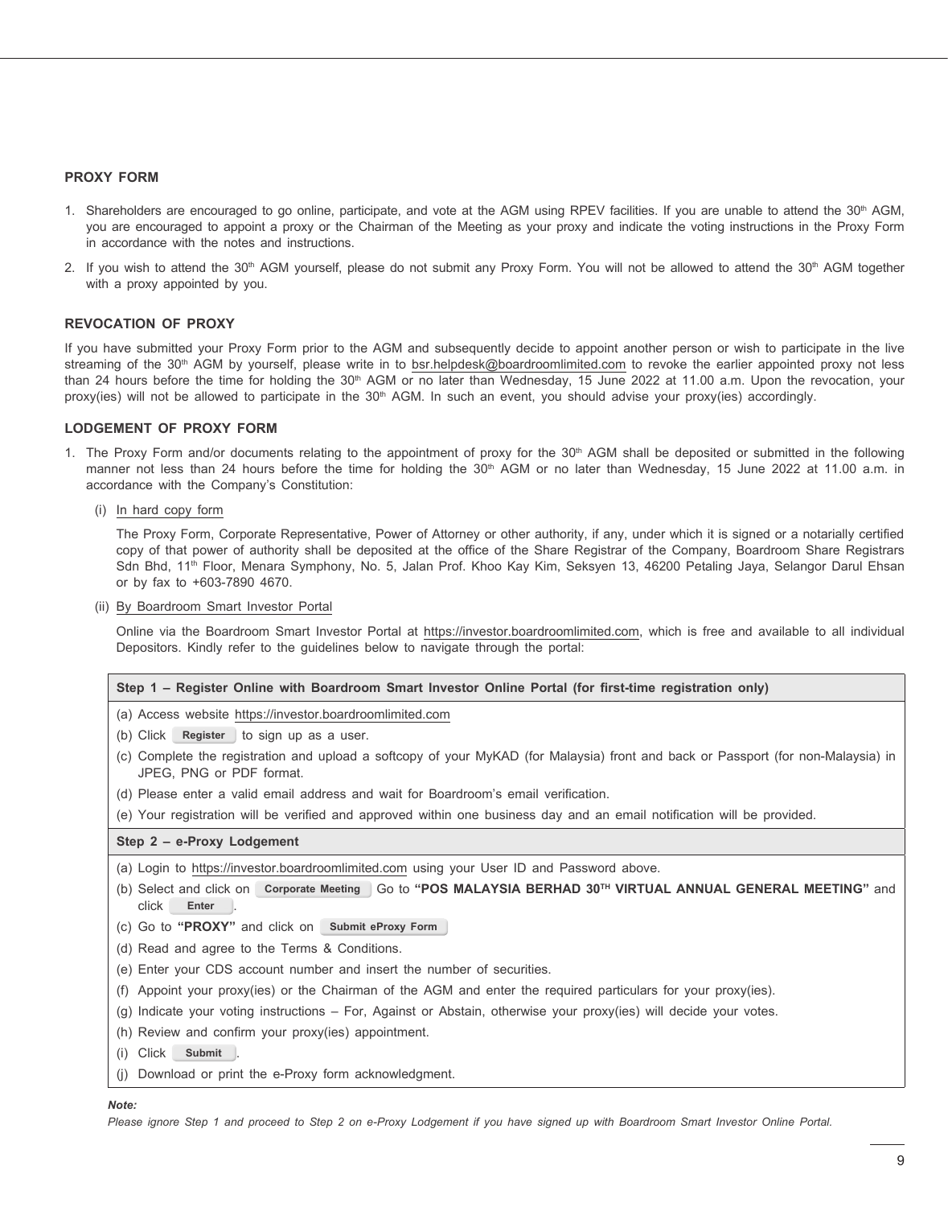## PROXY FORM

1. Shareholders are encouraged to go online, participate, and vote at the AGM using RPEV facilities. If you are unable to attend the 30th AGM, you are encouraged to appoint a proxy or the Chairman of the Meeting as your proxy and indicate the voting instructions in the Proxy Form in accordance with the notes and instructions.
2. If you wish to attend the 30th AGM yourself, please do not submit any Proxy Form. You will not be allowed to attend the 30th AGM together with a proxy appointed by you.

## REVOCATION OF PROXY

If you have submitted your Proxy Form prior to the AGM and subsequently decide to appoint another person or wish to participate in the live streaming of the 30th AGM by yourself, please write in to bsr.helpdesk@boardroomlimited.com to revoke the earlier appointed proxy not less than 24 hours before the time for holding the 30th AGM or no later than Wednesday, 15 June 2022 at 11.00 a.m. Upon the revocation, your proxy(ies) will not be allowed to participate in the 30th AGM. In such an event, you should advise your proxy(ies) accordingly.

## LODGEMENT OF PROXY FORM

1. The Proxy Form and/or documents relating to the appointment of proxy for the 30th AGM shall be deposited or submitted in the following manner not less than 24 hours before the time for holding the 30th AGM or no later than Wednesday, 15 June 2022 at 11.00 a.m. in accordance with the Company's Constitution:

   (i) In hard copy form

   The Proxy Form, Corporate Representative, Power of Attorney or other authority, if any, under which it is signed or a notarially certified copy of that power of authority shall be deposited at the office of the Share Registrar of the Company, Boardroom Share Registrars Sdn Bhd, 11th Floor, Menara Symphony, No. 5, Jalan Prof. Khoo Kay Kim, Seksyen 13, 46200 Petaling Jaya, Selangor Darul Ehsan or by fax to +603-7890 4670.

   (ii) By Boardroom Smart Investor Portal

   Online via the Boardroom Smart Investor Portal at https://investor.boardroomlimited.com, which is free and available to all individual Depositors. Kindly refer to the guidelines below to navigate through the portal:

| **Step 1 – Register Online with Boardroom Smart Investor Online Portal (for first-time registration only)** |
|---|
| (a) Access website https://investor.boardroomlimited.com<br>(b) Click **Register** to sign up as a user.<br>(c) Complete the registration and upload a softcopy of your MyKAD (for Malaysia) front and back or Passport (for non-Malaysia) in JPEG, PNG or PDF format.<br>(d) Please enter a valid email address and wait for Boardroom's email verification.<br>(e) Your registration will be verified and approved within one business day and an email notification will be provided. |
| **Step 2 – e-Proxy Lodgement** |
| (a) Login to https://investor.boardroomlimited.com using your User ID and Password above.<br>(b) Select and click on **Corporate Meeting** Go to **"POS MALAYSIA BERHAD 30TH VIRTUAL ANNUAL GENERAL MEETING"** and click **Enter**.<br>(c) Go to **"PROXY"** and click on **Submit eProxy Form**<br>(d) Read and agree to the Terms & Conditions.<br>(e) Enter your CDS account number and insert the number of securities.<br>(f) Appoint your proxy(ies) or the Chairman of the AGM and enter the required particulars for your proxy(ies).<br>(g) Indicate your voting instructions – For, Against or Abstain, otherwise your proxy(ies) will decide your votes.<br>(h) Review and confirm your proxy(ies) appointment.<br>(i) Click **Submit**.<br>(j) Download or print the e-Proxy form acknowledgment. |

***Note:***

*Please ignore Step 1 and proceed to Step 2 on e-Proxy Lodgement if you have signed up with Boardroom Smart Investor Online Portal.*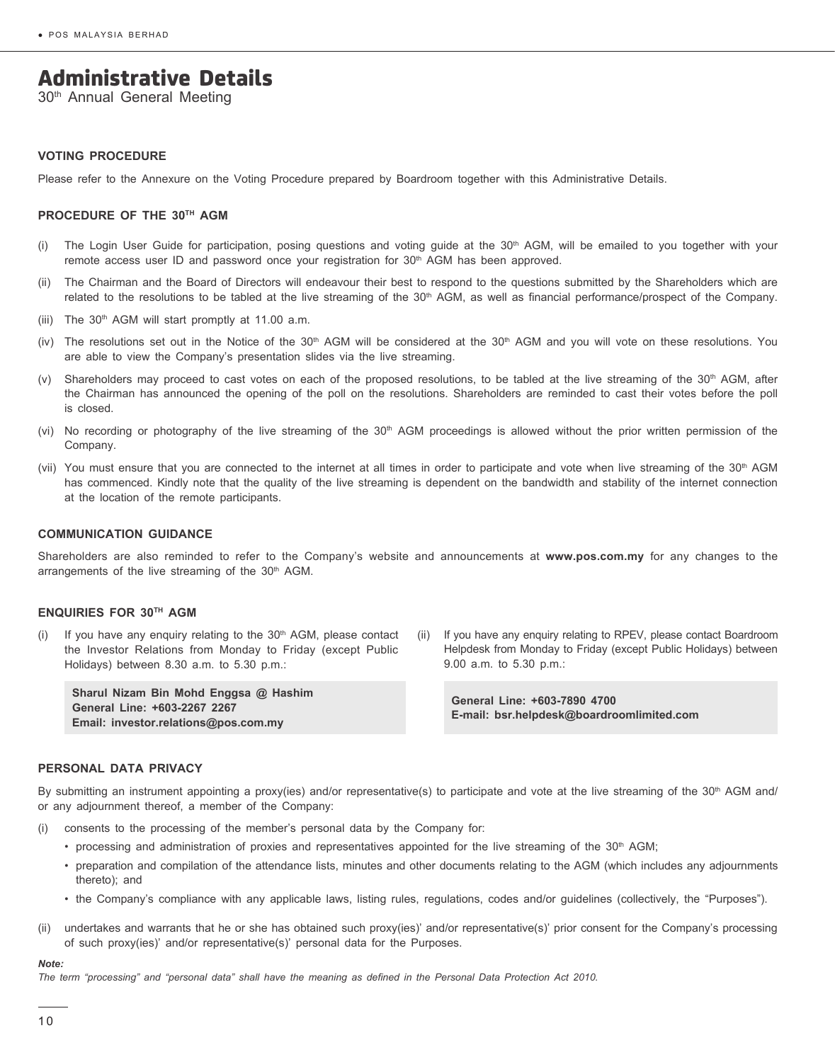# Administrative Details

30th Annual General Meeting

### VOTING PROCEDURE

Please refer to the Annexure on the Voting Procedure prepared by Boardroom together with this Administrative Details.

### PROCEDURE OF THE 30TH AGM

(i) The Login User Guide for participation, posing questions and voting guide at the 30th AGM, will be emailed to you together with your remote access user ID and password once your registration for 30th AGM has been approved.

(ii) The Chairman and the Board of Directors will endeavour their best to respond to the questions submitted by the Shareholders which are related to the resolutions to be tabled at the live streaming of the 30th AGM, as well as financial performance/prospect of the Company.

(iii) The 30th AGM will start promptly at 11.00 a.m.

(iv) The resolutions set out in the Notice of the 30th AGM will be considered at the 30th AGM and you will vote on these resolutions. You are able to view the Company's presentation slides via the live streaming.

(v) Shareholders may proceed to cast votes on each of the proposed resolutions, to be tabled at the live streaming of the 30th AGM, after the Chairman has announced the opening of the poll on the resolutions. Shareholders are reminded to cast their votes before the poll is closed.

(vi) No recording or photography of the live streaming of the 30th AGM proceedings is allowed without the prior written permission of the Company.

(vii) You must ensure that you are connected to the internet at all times in order to participate and vote when live streaming of the 30th AGM has commenced. Kindly note that the quality of the live streaming is dependent on the bandwidth and stability of the internet connection at the location of the remote participants.

### COMMUNICATION GUIDANCE

Shareholders are also reminded to refer to the Company's website and announcements at **www.pos.com.my** for any changes to the arrangements of the live streaming of the 30th AGM.

### ENQUIRIES FOR 30TH AGM

(i) If you have any enquiry relating to the 30th AGM, please contact the Investor Relations from Monday to Friday (except Public Holidays) between 8.30 a.m. to 5.30 p.m.:

**Sharul Nizam Bin Mohd Enggsa @ Hashim**
**General Line: +603-2267 2267**
**Email: investor.relations@pos.com.my**

(ii) If you have any enquiry relating to RPEV, please contact Boardroom Helpdesk from Monday to Friday (except Public Holidays) between 9.00 a.m. to 5.30 p.m.:

**General Line: +603-7890 4700**
**E-mail: bsr.helpdesk@boardroomlimited.com**

### PERSONAL DATA PRIVACY

By submitting an instrument appointing a proxy(ies) and/or representative(s) to participate and vote at the live streaming of the 30th AGM and/or any adjournment thereof, a member of the Company:

(i) consents to the processing of the member's personal data by the Company for:
   - processing and administration of proxies and representatives appointed for the live streaming of the 30th AGM;
   - preparation and compilation of the attendance lists, minutes and other documents relating to the AGM (which includes any adjournments thereto); and
   - the Company's compliance with any applicable laws, listing rules, regulations, codes and/or guidelines (collectively, the "Purposes").

(ii) undertakes and warrants that he or she has obtained such proxy(ies)' and/or representative(s)' prior consent for the Company's processing of such proxy(ies)' and/or representative(s)' personal data for the Purposes.

***Note:***
*The term "processing" and "personal data" shall have the meaning as defined in the Personal Data Protection Act 2010.*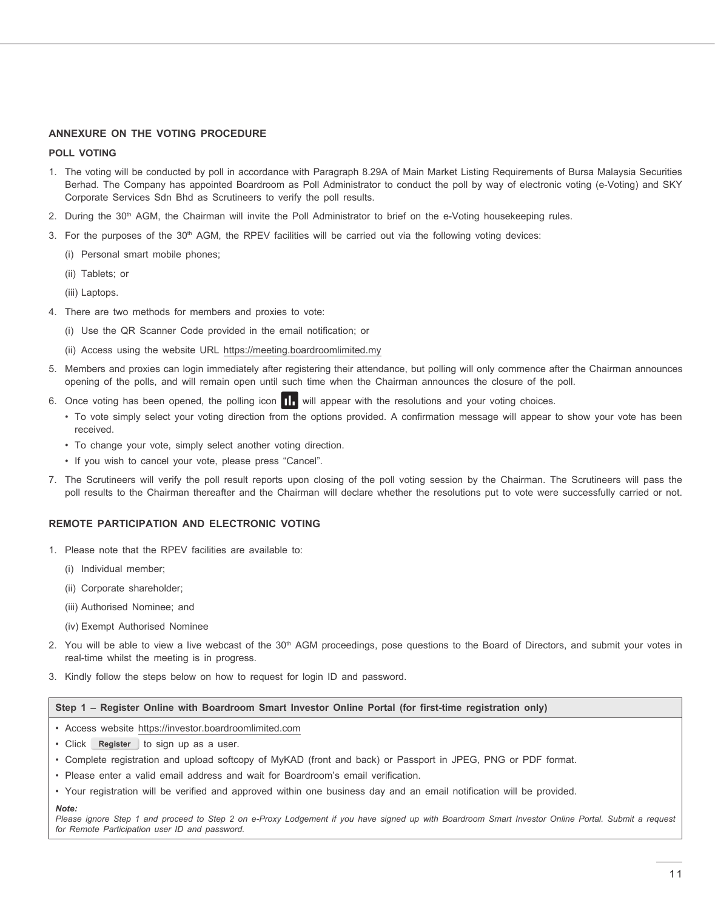## ANNEXURE ON THE VOTING PROCEDURE

### POLL VOTING

1. The voting will be conducted by poll in accordance with Paragraph 8.29A of Main Market Listing Requirements of Bursa Malaysia Securities Berhad. The Company has appointed Boardroom as Poll Administrator to conduct the poll by way of electronic voting (e-Voting) and SKY Corporate Services Sdn Bhd as Scrutineers to verify the poll results.
2. During the 30th AGM, the Chairman will invite the Poll Administrator to brief on the e-Voting housekeeping rules.
3. For the purposes of the 30th AGM, the RPEV facilities will be carried out via the following voting devices:
   (i) Personal smart mobile phones;
   (ii) Tablets; or
   (iii) Laptops.
4. There are two methods for members and proxies to vote:
   (i) Use the QR Scanner Code provided in the email notification; or
   (ii) Access using the website URL https://meeting.boardroomlimited.my
5. Members and proxies can login immediately after registering their attendance, but polling will only commence after the Chairman announces opening of the polls, and will remain open until such time when the Chairman announces the closure of the poll.
6. Once voting has been opened, the polling icon will appear with the resolutions and your voting choices.
   - To vote simply select your voting direction from the options provided. A confirmation message will appear to show your vote has been received.
   - To change your vote, simply select another voting direction.
   - If you wish to cancel your vote, please press "Cancel".
7. The Scrutineers will verify the poll result reports upon closing of the poll voting session by the Chairman. The Scrutineers will pass the poll results to the Chairman thereafter and the Chairman will declare whether the resolutions put to vote were successfully carried or not.

### REMOTE PARTICIPATION AND ELECTRONIC VOTING

1. Please note that the RPEV facilities are available to:
   (i) Individual member;
   (ii) Corporate shareholder;
   (iii) Authorised Nominee; and
   (iv) Exempt Authorised Nominee
2. You will be able to view a live webcast of the 30th AGM proceedings, pose questions to the Board of Directors, and submit your votes in real-time whilst the meeting is in progress.
3. Kindly follow the steps below on how to request for login ID and password.

| **Step 1 – Register Online with Boardroom Smart Investor Online Portal (for first-time registration only)** |
|---|
| • Access website https://investor.boardroomlimited.com<br>• Click **Register** to sign up as a user.<br>• Complete registration and upload softcopy of MyKAD (front and back) or Passport in JPEG, PNG or PDF format.<br>• Please enter a valid email address and wait for Boardroom's email verification.<br>• Your registration will be verified and approved within one business day and an email notification will be provided.<br>***Note:***<br>*Please ignore Step 1 and proceed to Step 2 on e-Proxy Lodgement if you have signed up with Boardroom Smart Investor Online Portal. Submit a request for Remote Participation user ID and password.* |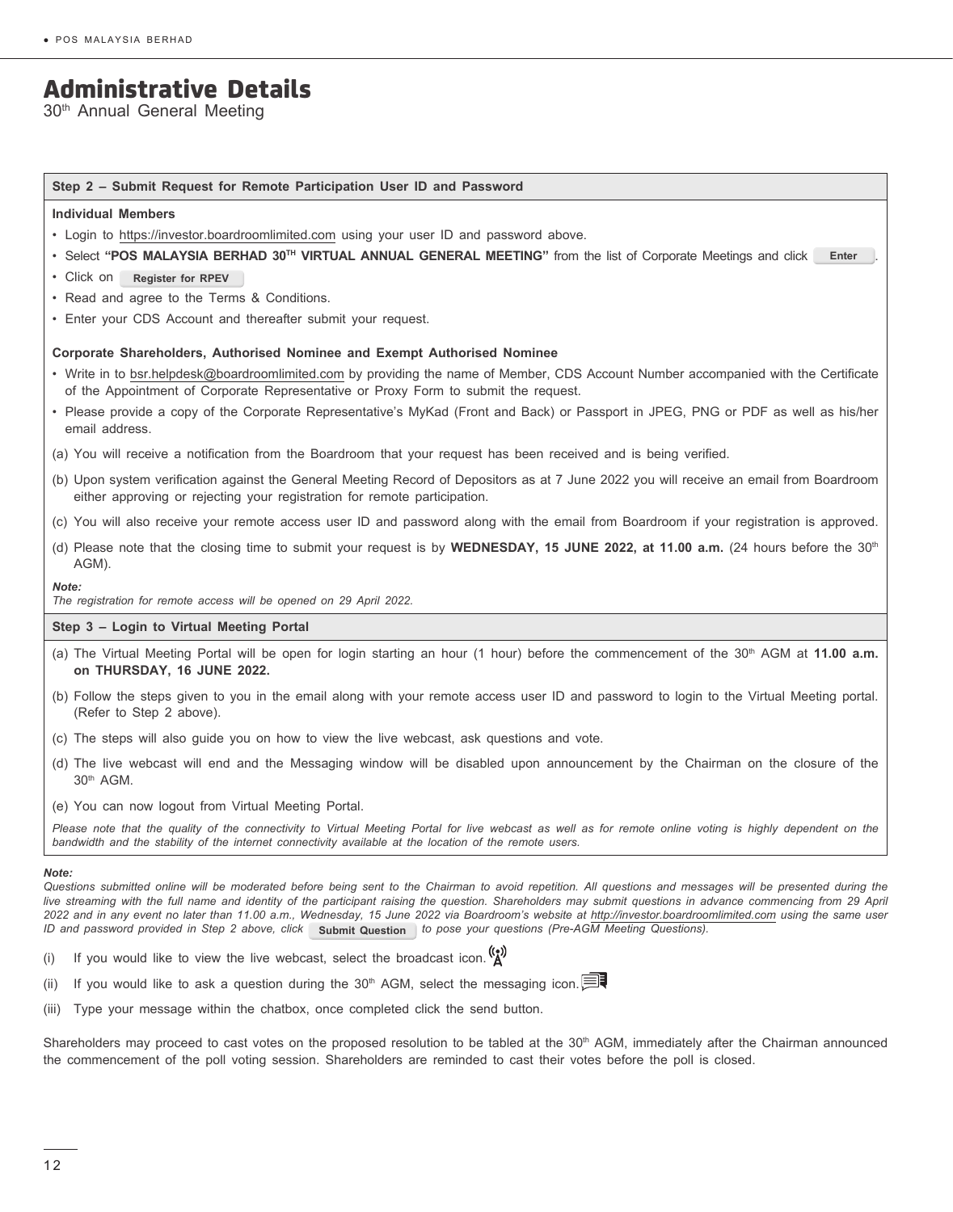# Administrative Details

30th Annual General Meeting

**Step 2 – Submit Request for Remote Participation User ID and Password**

**Individual Members**

- Login to https://investor.boardroomlimited.com using your user ID and password above.
- Select **"POS MALAYSIA BERHAD 30TH VIRTUAL ANNUAL GENERAL MEETING"** from the list of Corporate Meetings and click **Enter**.
- Click on **Register for RPEV**
- Read and agree to the Terms & Conditions.
- Enter your CDS Account and thereafter submit your request.

**Corporate Shareholders, Authorised Nominee and Exempt Authorised Nominee**

- Write in to bsr.helpdesk@boardroomlimited.com by providing the name of Member, CDS Account Number accompanied with the Certificate of the Appointment of Corporate Representative or Proxy Form to submit the request.
- Please provide a copy of the Corporate Representative's MyKad (Front and Back) or Passport in JPEG, PNG or PDF as well as his/her email address.

(a) You will receive a notification from the Boardroom that your request has been received and is being verified.

(b) Upon system verification against the General Meeting Record of Depositors as at 7 June 2022 you will receive an email from Boardroom either approving or rejecting your registration for remote participation.

(c) You will also receive your remote access user ID and password along with the email from Boardroom if your registration is approved.

(d) Please note that the closing time to submit your request is by **WEDNESDAY, 15 JUNE 2022, at 11.00 a.m.** (24 hours before the 30th AGM).

***Note:***
*The registration for remote access will be opened on 29 April 2022.*

**Step 3 – Login to Virtual Meeting Portal**

(a) The Virtual Meeting Portal will be open for login starting an hour (1 hour) before the commencement of the 30th AGM at **11.00 a.m. on THURSDAY, 16 JUNE 2022.**

(b) Follow the steps given to you in the email along with your remote access user ID and password to login to the Virtual Meeting portal. (Refer to Step 2 above).

(c) The steps will also guide you on how to view the live webcast, ask questions and vote.

(d) The live webcast will end and the Messaging window will be disabled upon announcement by the Chairman on the closure of the 30th AGM.

(e) You can now logout from Virtual Meeting Portal.

*Please note that the quality of the connectivity to Virtual Meeting Portal for live webcast as well as for remote online voting is highly dependent on the bandwidth and the stability of the internet connectivity available at the location of the remote users.*

***Note:***
*Questions submitted online will be moderated before being sent to the Chairman to avoid repetition. All questions and messages will be presented during the live streaming with the full name and identity of the participant raising the question. Shareholders may submit questions in advance commencing from 29 April 2022 and in any event no later than 11.00 a.m., Wednesday, 15 June 2022 via Boardroom's website at http://investor.boardroomlimited.com using the same user ID and password provided in Step 2 above, click* **Submit Question** *to pose your questions (Pre-AGM Meeting Questions).*

(i) If you would like to view the live webcast, select the broadcast icon.

(ii) If you would like to ask a question during the 30th AGM, select the messaging icon.

(iii) Type your message within the chatbox, once completed click the send button.

Shareholders may proceed to cast votes on the proposed resolution to be tabled at the 30th AGM, immediately after the Chairman announced the commencement of the poll voting session. Shareholders are reminded to cast their votes before the poll is closed.